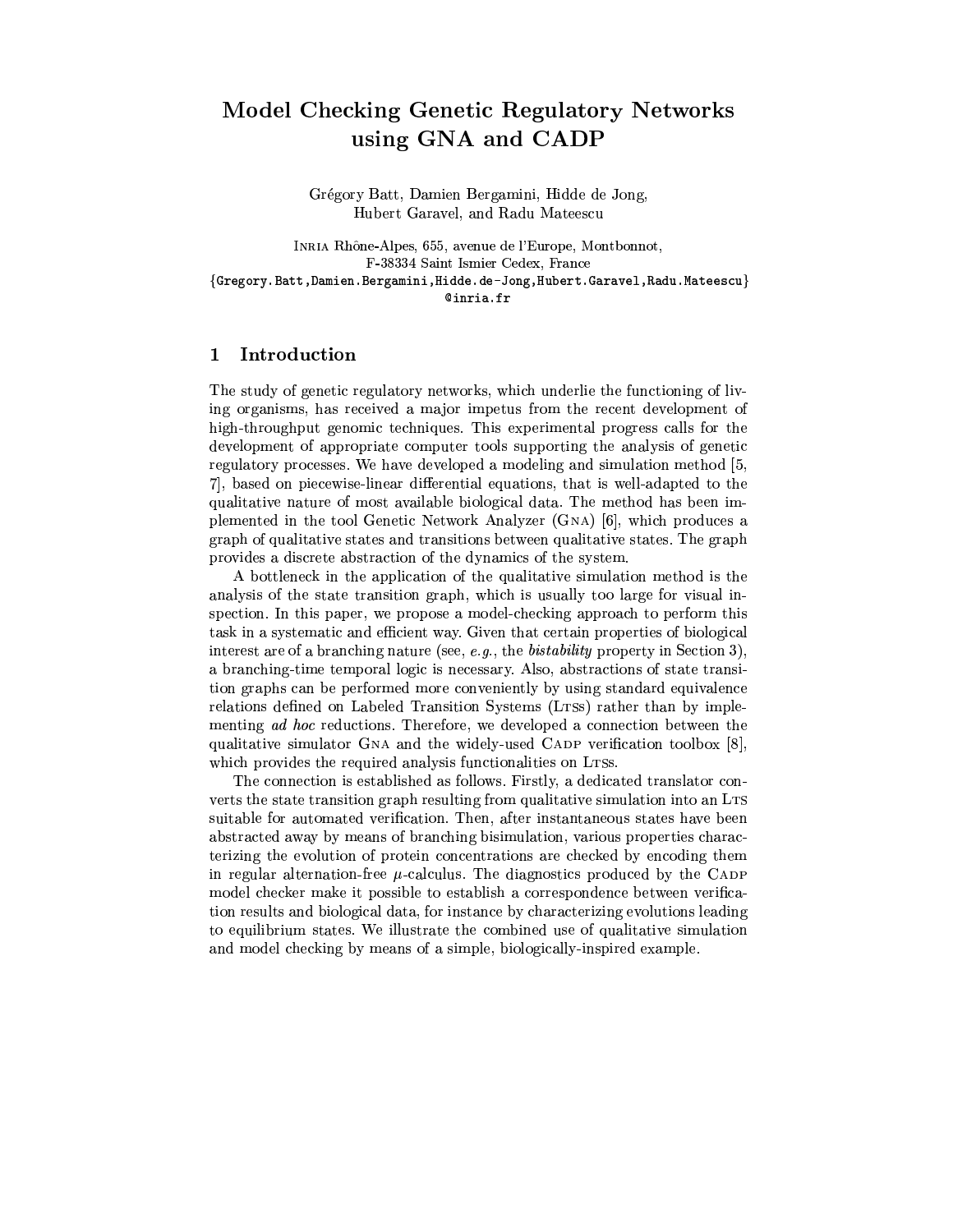# Model Checking Genetic Regulatory Networks using GNA and CADP

Grégory Batt, Damien Bergamini, Hidde de Jong, Hubert Garavel, and Radu Mateescu

INRIA Rhône-Alpes, 655, avenue de l'Europe, Montbonnot, F-38334 Saint Ismier Cedex, France
{Gregory.Batt,Damien.Bergamini,Hidde.de-Jong,Hubert.Garavel,Radu.Mateescu}@inria.fr

## 1 Introduction

The study of genetic regulatory networks, which underlie the functioning of living organisms, has received a major impetus from the recent development of high-throughput genomic techniques. This experimental progress calls for the development of appropriate computer tools supporting the analysis of genetic regulatory processes. We have developed a modeling and simulation method [5, 7], based on piecewise-linear differential equations, that is well-adapted to the qualitative nature of most available biological data. The method has been implemented in the tool Genetic Network Analyzer (GNA) [6], which produces a graph of qualitative states and transitions between qualitative states. The graph provides a discrete abstraction of the dynamics of the system.

A bottleneck in the application of the qualitative simulation method is the analysis of the state transition graph, which is usually too large for visual inspection. In this paper, we propose a model-checking approach to perform this task in a systematic and efficient way. Given that certain properties of biological interest are of a branching nature (see, *e.g.*, the ***bistability*** property in Section 3), a branching-time temporal logic is necessary. Also, abstractions of state transition graphs can be performed more conveniently by using standard equivalence relations defined on Labeled Transition Systems (LTSs) rather than by implementing *ad hoc* reductions. Therefore, we developed a connection between the qualitative simulator GNA and the widely-used CADP verification toolbox [8], which provides the required analysis functionalities on LTSs.

The connection is established as follows. Firstly, a dedicated translator converts the state transition graph resulting from qualitative simulation into an LTS suitable for automated verification. Then, after instantaneous states have been abstracted away by means of branching bisimulation, various properties characterizing the evolution of protein concentrations are checked by encoding them in regular alternation-free $\mu$-calculus. The diagnostics produced by the CADP model checker make it possible to establish a correspondence between verification results and biological data, for instance by characterizing evolutions leading to equilibrium states. We illustrate the combined use of qualitative simulation and model checking by means of a simple, biologically-inspired example.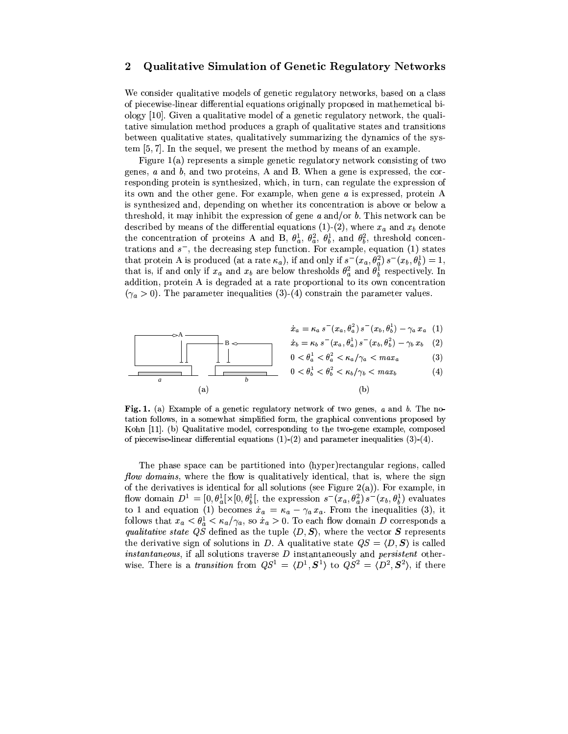## 2 Qualitative Simulation of Genetic Regulatory Networks

We consider qualitative models of genetic regulatory networks, based on a class of piecewise-linear differential equations originally proposed in mathematical biology [10]. Given a qualitative model of a genetic regulatory network, the qualitative simulation method produces a graph of qualitative states and transitions between qualitative states, qualitatively summarizing the dynamics of the system [5, 7]. In the sequel, we present the method by means of an example.

Figure 1(a) represents a simple genetic regulatory network consisting of two genes, $a$ and $b$, and two proteins, A and B. When a gene is expressed, the corresponding protein is synthesized, which, in turn, can regulate the expression of its own and the other gene. For example, when gene $a$ is expressed, protein A is synthesized and, depending on whether its concentration is above or below a threshold, it may inhibit the expression of gene $a$ and/or $b$. This network can be described by means of the differential equations (1)-(2), where $x_a$ and $x_b$ denote the concentration of proteins A and B, $\theta_a^1$, $\theta_a^2$, $\theta_b^1$, and $\theta_b^2$, threshold concentrations and $s^-$, the decreasing step function. For example, equation (1) states that protein A is produced (at a rate $\kappa_a$), if and only if $s^-(x_a, \theta_a^2)\, s^-(x_b, \theta_b^1) = 1$, that is, if and only if $x_a$ and $x_b$ are below thresholds $\theta_a^2$ and $\theta_b^1$ respectively. In addition, protein A is degraded at a rate proportional to its own concentration ($\gamma_a > 0$). The parameter inequalities (3)-(4) constrain the parameter values.

$$\dot{x}_a = \kappa_a\, s^-(x_a, \theta_a^2)\, s^-(x_b, \theta_b^1) - \gamma_a\, x_a \quad (1)$$

$$\dot{x}_b = \kappa_b\, s^-(x_a, \theta_a^1)\, s^-(x_b, \theta_b^2) - \gamma_b\, x_b \quad (2)$$

$$0 < \theta_a^1 < \theta_a^2 < \kappa_a/\gamma_a < max_a \quad (3)$$

$$0 < \theta_b^1 < \theta_b^2 < \kappa_b/\gamma_b < max_b \quad (4)$$

**Fig. 1.** (a) Example of a genetic regulatory network of two genes, $a$ and $b$. The notation follows, in a somewhat simplified form, the graphical conventions proposed by Kohn [11]. (b) Qualitative model, corresponding to the two-gene example, composed of piecewise-linear differential equations (1)-(2) and parameter inequalities (3)-(4).

The phase space can be partitioned into (hyper)rectangular regions, called *flow domains*, where the flow is qualitatively identical, that is, where the sign of the derivatives is identical for all solutions (see Figure 2(a)). For example, in flow domain $D^1 = [0, \theta_a^1[ \times [0, \theta_b^1[$, the expression $s^-(x_a, \theta_a^2)\, s^-(x_b, \theta_b^1)$ evaluates to 1 and equation (1) becomes $\dot{x}_a = \kappa_a - \gamma_a\, x_a$. From the inequalities (3), it follows that $x_a < \theta_a^1 < \kappa_a/\gamma_a$, so $\dot{x}_a > 0$. To each flow domain $D$ corresponds a *qualitative state* $QS$ defined as the tuple $\langle D, \boldsymbol{S} \rangle$, where the vector $\boldsymbol{S}$ represents the derivative sign of solutions in $D$. A qualitative state $QS = \langle D, \boldsymbol{S} \rangle$ is called *instantaneous*, if all solutions traverse $D$ instantaneously and *persistent* otherwise. There is a *transition* from $QS^1 = \langle D^1, \boldsymbol{S}^1 \rangle$ to $QS^2 = \langle D^2, \boldsymbol{S}^2 \rangle$, if there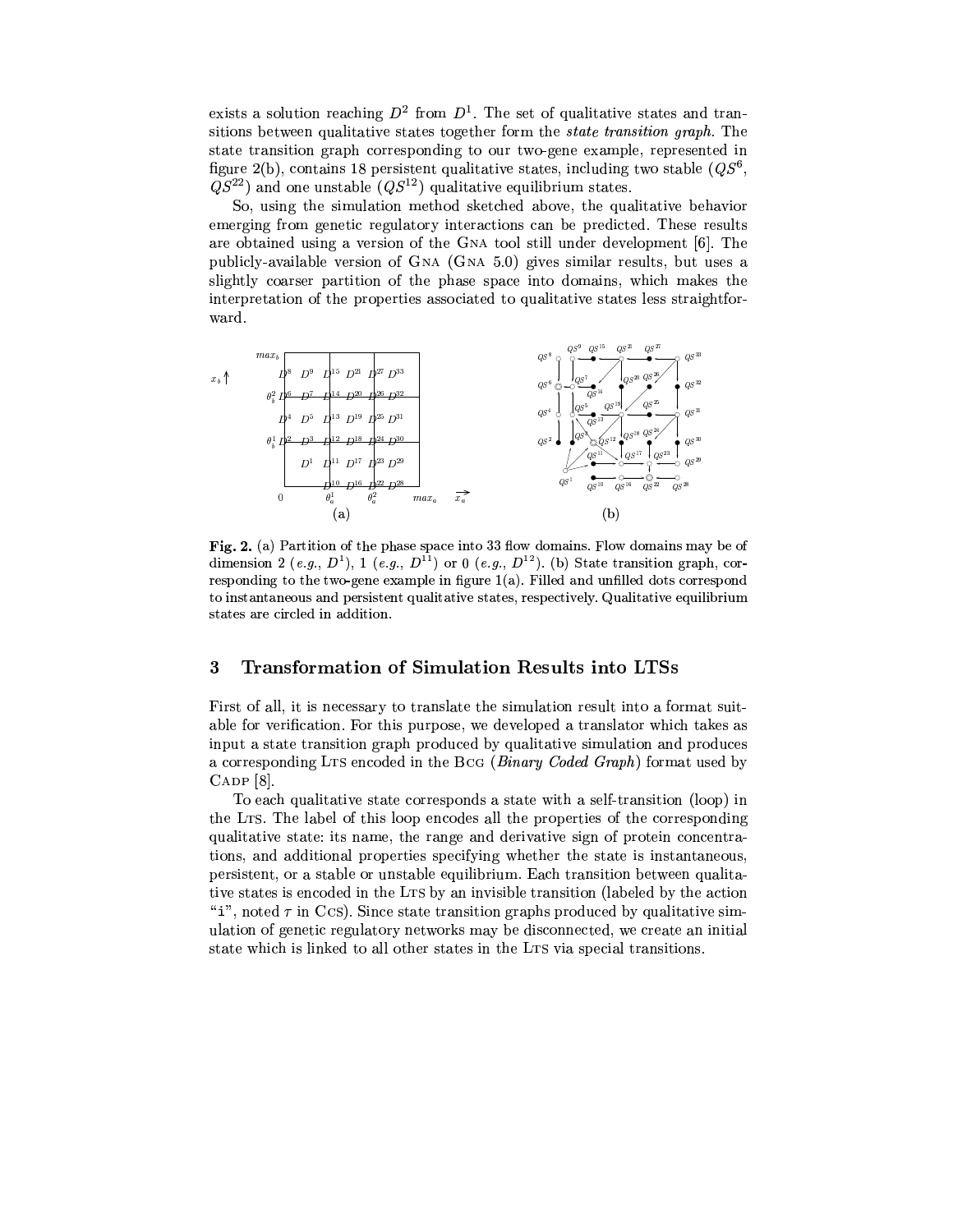exists a solution reaching $D^2$ from $D^1$. The set of qualitative states and transitions between qualitative states together form the *state transition graph*. The state transition graph corresponding to our two-gene example, represented in figure 2(b), contains 18 persistent qualitative states, including two stable ($QS^6$, $QS^{22}$) and one unstable ($QS^{12}$) qualitative equilibrium states.

So, using the simulation method sketched above, the qualitative behavior emerging from genetic regulatory interactions can be predicted. These results are obtained using a version of the GNA tool still under development [6]. The publicly-available version of GNA (GNA 5.0) gives similar results, but uses a slightly coarser partition of the phase space into domains, which makes the interpretation of the properties associated to qualitative states less straightforward.

**Fig. 2.** (a) Partition of the phase space into 33 flow domains. Flow domains may be of dimension 2 (*e.g.*, $D^1$), 1 (*e.g.*, $D^{11}$) or 0 (*e.g.*, $D^{12}$). (b) State transition graph, corresponding to the two-gene example in figure 1(a). Filled and unfilled dots correspond to instantaneous and persistent qualitative states, respectively. Qualitative equilibrium states are circled in addition.

## 3 Transformation of Simulation Results into LTSs

First of all, it is necessary to translate the simulation result into a format suitable for verification. For this purpose, we developed a translator which takes as input a state transition graph produced by qualitative simulation and produces a corresponding LTS encoded in the BCG (*Binary Coded Graph*) format used by CADP [8].

To each qualitative state corresponds a state with a self-transition (loop) in the LTS. The label of this loop encodes all the properties of the corresponding qualitative state: its name, the range and derivative sign of protein concentrations, and additional properties specifying whether the state is instantaneous, persistent, or a stable or unstable equilibrium. Each transition between qualitative states is encoded in the LTS by an invisible transition (labeled by the action "i", noted $\tau$ in CCS). Since state transition graphs produced by qualitative simulation of genetic regulatory networks may be disconnected, we create an initial state which is linked to all other states in the LTS via special transitions.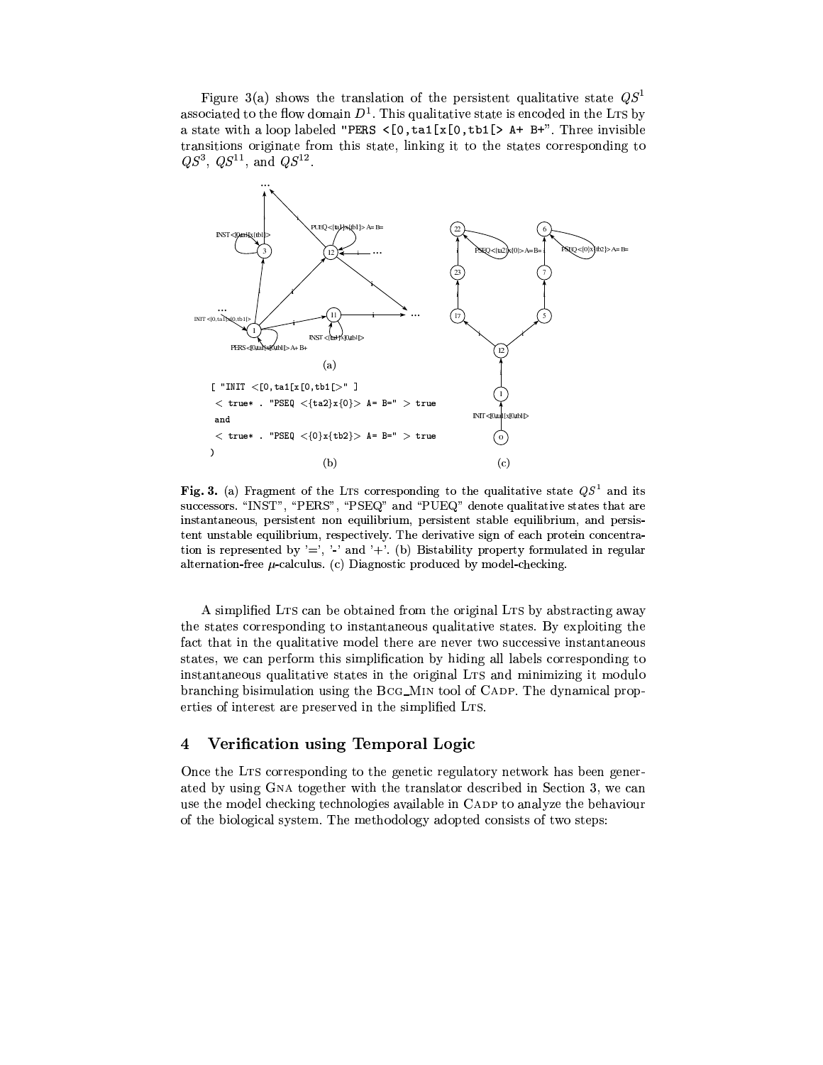Figure 3(a) shows the translation of the persistent qualitative state $QS^1$ associated to the flow domain $D^1$. This qualitative state is encoded in the LTS by a state with a loop labeled "PERS <[0,ta1[x[0,tb1[> A+ B+". Three invisible transitions originate from this state, linking it to the states corresponding to $QS^3$, $QS^{11}$, and $QS^{12}$.

```
[ "INIT <[0,ta1[x[0,tb1[>" ]
 < true* . "PSEQ <{ta2}x{0}> A= B=" > true
 and
 < true* . "PSEQ <{0}x{tb2}> A= B=" > true
)
```

(a) (b) (c)

**Fig. 3.** (a) Fragment of the LTS corresponding to the qualitative state $QS^1$ and its successors. "INST", "PERS", "PSEQ" and "PUEQ" denote qualitative states that are instantaneous, persistent non equilibrium, persistent stable equilibrium, and persistent unstable equilibrium, respectively. The derivative sign of each protein concentration is represented by '=', '-' and '+'. (b) Bistability property formulated in regular alternation-free $\mu$-calculus. (c) Diagnostic produced by model-checking.

A simplified LTS can be obtained from the original LTS by abstracting away the states corresponding to instantaneous qualitative states. By exploiting the fact that in the qualitative model there are never two successive instantaneous states, we can perform this simplification by hiding all labels corresponding to instantaneous qualitative states in the original LTS and minimizing it modulo branching bisimulation using the BCG_MIN tool of CADP. The dynamical properties of interest are preserved in the simplified LTS.

## 4 Verification using Temporal Logic

Once the LTS corresponding to the genetic regulatory network has been generated by using GNA together with the translator described in Section 3, we can use the model checking technologies available in CADP to analyze the behaviour of the biological system. The methodology adopted consists of two steps: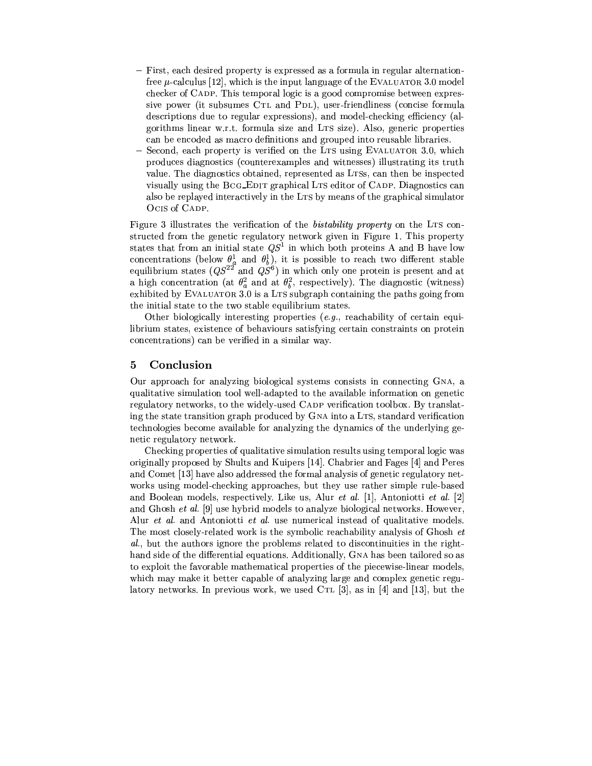– First, each desired property is expressed as a formula in regular alternation-free $\mu$-calculus [12], which is the input language of the EVALUATOR 3.0 model checker of CADP. This temporal logic is a good compromise between expressive power (it subsumes CTL and PDL), user-friendliness (concise formula descriptions due to regular expressions), and model-checking efficiency (algorithms linear w.r.t. formula size and LTS size). Also, generic properties can be encoded as macro definitions and grouped into reusable libraries.
– Second, each property is verified on the LTS using EVALUATOR 3.0, which produces diagnostics (counterexamples and witnesses) illustrating its truth value. The diagnostics obtained, represented as LTSs, can then be inspected visually using the BCG_EDIT graphical LTS editor of CADP. Diagnostics can also be replayed interactively in the LTS by means of the graphical simulator OCIS of CADP.

Figure 3 illustrates the verification of the *bistability property* on the LTS constructed from the genetic regulatory network given in Figure 1. This property states that from an initial state $QS^1$ in which both proteins A and B have low concentrations (below $\theta_a^1$ and $\theta_b^1$), it is possible to reach two different stable equilibrium states ($QS^{22}$ and $QS^6$) in which only one protein is present and at a high concentration (at $\theta_a^2$ and at $\theta_b^2$, respectively). The diagnostic (witness) exhibited by EVALUATOR 3.0 is a LTS subgraph containing the paths going from the initial state to the two stable equilibrium states.

Other biologically interesting properties (*e.g.*, reachability of certain equilibrium states, existence of behaviours satisfying certain constraints on protein concentrations) can be verified in a similar way.

## 5 Conclusion

Our approach for analyzing biological systems consists in connecting GNA, a qualitative simulation tool well-adapted to the available information on genetic regulatory networks, to the widely-used CADP verification toolbox. By translating the state transition graph produced by GNA into a LTS, standard verification technologies become available for analyzing the dynamics of the underlying genetic regulatory network.

Checking properties of qualitative simulation results using temporal logic was originally proposed by Shults and Kuipers [14]. Chabrier and Fages [4] and Peres and Comet [13] have also addressed the formal analysis of genetic regulatory networks using model-checking approaches, but they use rather simple rule-based and Boolean models, respectively. Like us, Alur *et al.* [1], Antoniotti *et al.* [2] and Ghosh *et al.* [9] use hybrid models to analyze biological networks. However, Alur *et al.* and Antoniotti *et al.* use numerical instead of qualitative models. The most closely-related work is the symbolic reachability analysis of Ghosh *et al.*, but the authors ignore the problems related to discontinuities in the right-hand side of the differential equations. Additionally, GNA has been tailored so as to exploit the favorable mathematical properties of the piecewise-linear models, which may make it better capable of analyzing large and complex genetic regulatory networks. In previous work, we used CTL [3], as in [4] and [13], but the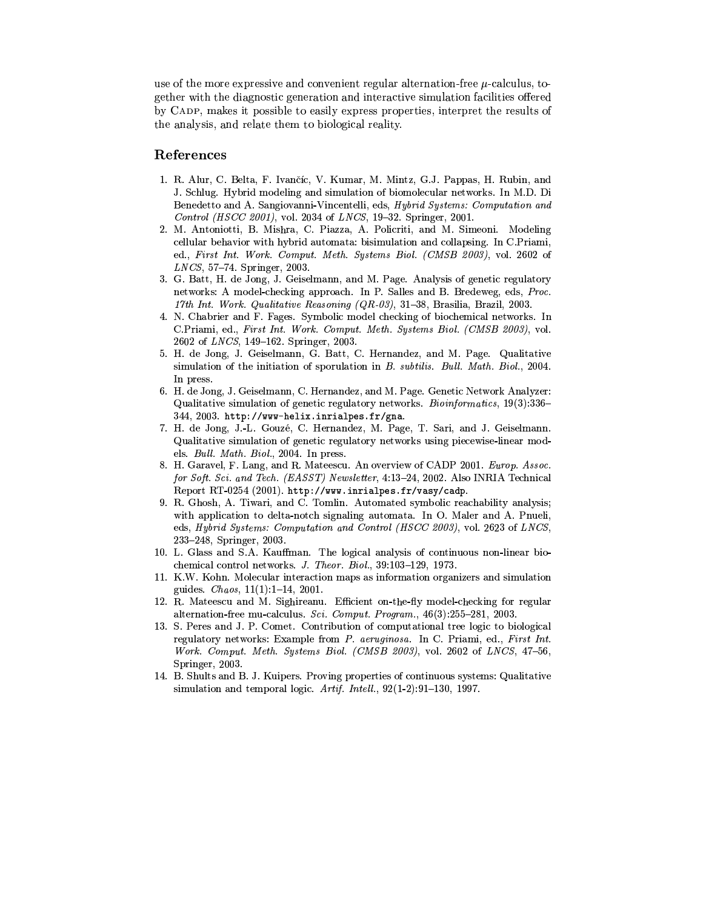use of the more expressive and convenient regular alternation-free $\mu$-calculus, together with the diagnostic generation and interactive simulation facilities offered by CADP, makes it possible to easily express properties, interpret the results of the analysis, and relate them to biological reality.

## References

1. R. Alur, C. Belta, F. Ivančić, V. Kumar, M. Mintz, G.J. Pappas, H. Rubin, and J. Schlug. Hybrid modeling and simulation of biomolecular networks. In M.D. Di Benedetto and A. Sangiovanni-Vincentelli, eds, *Hybrid Systems: Computation and Control (HSCC 2001)*, vol. 2034 of *LNCS*, 19–32. Springer, 2001.
2. M. Antoniotti, B. Mishra, C. Piazza, A. Policriti, and M. Simeoni. Modeling cellular behavior with hybrid automata: bisimulation and collapsing. In C.Priami, ed., *First Int. Work. Comput. Meth. Systems Biol. (CMSB 2003)*, vol. 2602 of *LNCS*, 57–74. Springer, 2003.
3. G. Batt, H. de Jong, J. Geiselmann, and M. Page. Analysis of genetic regulatory networks: A model-checking approach. In P. Salles and B. Bredeweg, eds, *Proc. 17th Int. Work. Qualitative Reasoning (QR-03)*, 31–38, Brasilia, Brazil, 2003.
4. N. Chabrier and F. Fages. Symbolic model checking of biochemical networks. In C.Priami, ed., *First Int. Work. Comput. Meth. Systems Biol. (CMSB 2003)*, vol. 2602 of *LNCS*, 149–162. Springer, 2003.
5. H. de Jong, J. Geiselmann, G. Batt, C. Hernandez, and M. Page. Qualitative simulation of the initiation of sporulation in *B. subtilis*. *Bull. Math. Biol.*, 2004. In press.
6. H. de Jong, J. Geiselmann, C. Hernandez, and M. Page. Genetic Network Analyzer: Qualitative simulation of genetic regulatory networks. *Bioinformatics*, 19(3):336–344, 2003. `http://www-helix.inrialpes.fr/gna`.
7. H. de Jong, J.-L. Gouzé, C. Hernandez, M. Page, T. Sari, and J. Geiselmann. Qualitative simulation of genetic regulatory networks using piecewise-linear models. *Bull. Math. Biol.*, 2004. In press.
8. H. Garavel, F. Lang, and R. Mateescu. An overview of CADP 2001. *Europ. Assoc. for Soft. Sci. and Tech. (EASST) Newsletter*, 4:13–24, 2002. Also INRIA Technical Report RT-0254 (2001). `http://www.inrialpes.fr/vasy/cadp`.
9. R. Ghosh, A. Tiwari, and C. Tomlin. Automated symbolic reachability analysis; with application to delta-notch signaling automata. In O. Maler and A. Pnueli, eds, *Hybrid Systems: Computation and Control (HSCC 2003)*, vol. 2623 of *LNCS*, 233–248, Springer, 2003.
10. L. Glass and S.A. Kauffman. The logical analysis of continuous non-linear biochemical control networks. *J. Theor. Biol.*, 39:103–129, 1973.
11. K.W. Kohn. Molecular interaction maps as information organizers and simulation guides. *Chaos*, 11(1):1–14, 2001.
12. R. Mateescu and M. Sighireanu. Efficient on-the-fly model-checking for regular alternation-free mu-calculus. *Sci. Comput. Program.*, 46(3):255–281, 2003.
13. S. Peres and J. P. Comet. Contribution of computational tree logic to biological regulatory networks: Example from *P. aeruginosa*. In C. Priami, ed., *First Int. Work. Comput. Meth. Systems Biol. (CMSB 2003)*, vol. 2602 of *LNCS*, 47–56, Springer, 2003.
14. B. Shults and B. J. Kuipers. Proving properties of continuous systems: Qualitative simulation and temporal logic. *Artif. Intell.*, 92(1-2):91–130, 1997.